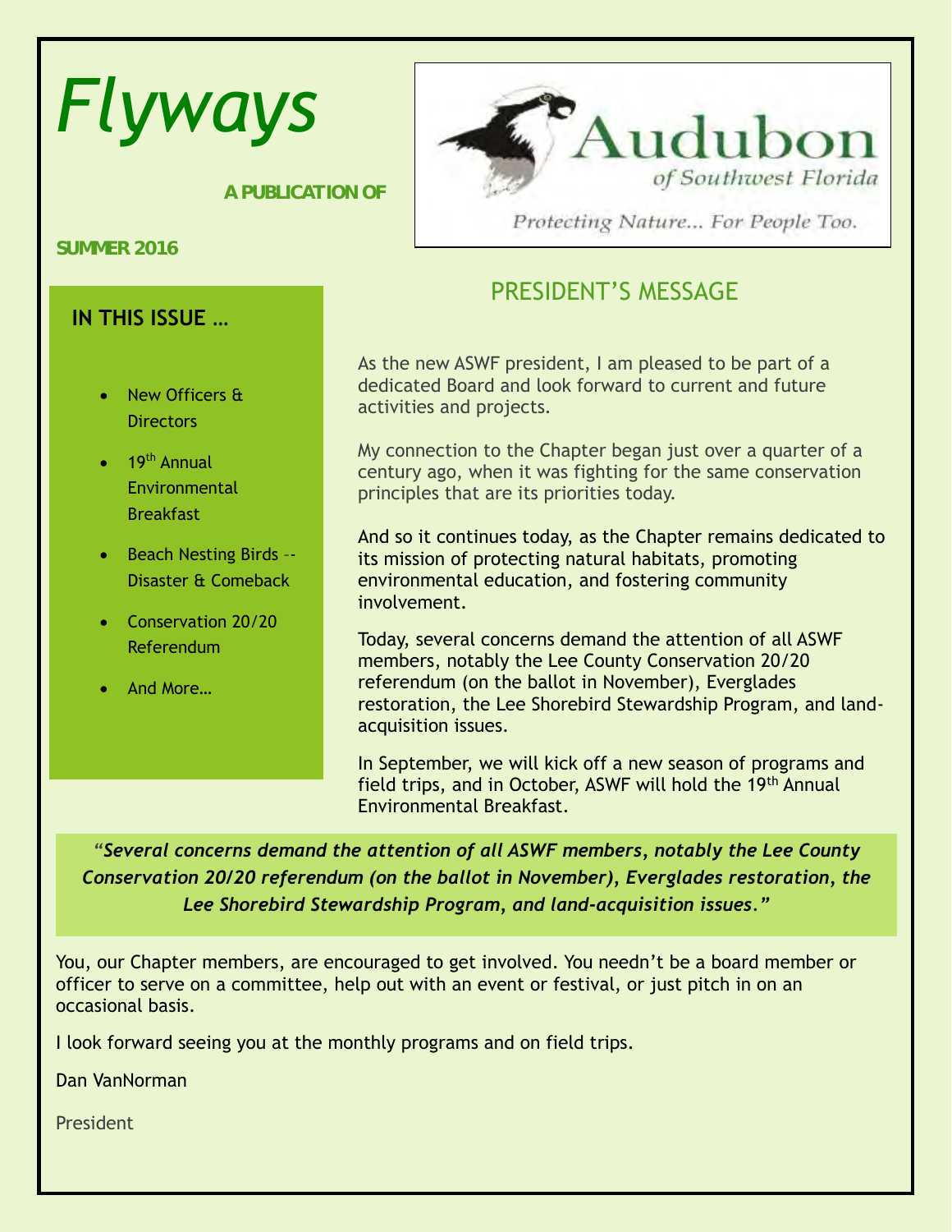# Flyways

**A PUBLICATION OF**

Audubon of Southwest Florida

*Protecting Nature... For People Too.*

**SUMMER 2016**

## IN THIS ISSUE …

- New Officers & Directors
- 19th Annual Environmental Breakfast
- Beach Nesting Birds -- Disaster & Comeback
- Conservation 20/20 Referendum
- And More…

## PRESIDENT'S MESSAGE

As the new ASWF president, I am pleased to be part of a dedicated Board and look forward to current and future activities and projects.

My connection to the Chapter began just over a quarter of a century ago, when it was fighting for the same conservation principles that are its priorities today.

And so it continues today, as the Chapter remains dedicated to its mission of protecting natural habitats, promoting environmental education, and fostering community involvement.

Today, several concerns demand the attention of all ASWF members, notably the Lee County Conservation 20/20 referendum (on the ballot in November), Everglades restoration, the Lee Shorebird Stewardship Program, and land-acquisition issues.

In September, we will kick off a new season of programs and field trips, and in October, ASWF will hold the 19th Annual Environmental Breakfast.

> ***"Several concerns demand the attention of all ASWF members, notably the Lee County Conservation 20/20 referendum (on the ballot in November), Everglades restoration, the Lee Shorebird Stewardship Program, and land-acquisition issues."***

You, our Chapter members, are encouraged to get involved. You needn't be a board member or officer to serve on a committee, help out with an event or festival, or just pitch in on an occasional basis.

I look forward seeing you at the monthly programs and on field trips.

Dan VanNorman

President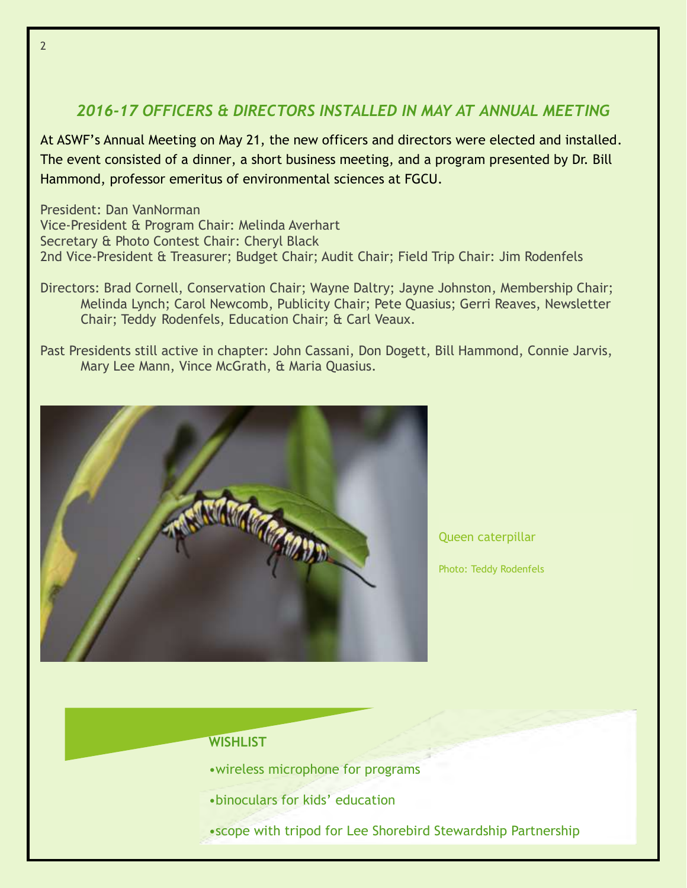## *2016-17 OFFICERS & DIRECTORS INSTALLED IN MAY AT ANNUAL MEETING*

At ASWF's Annual Meeting on May 21, the new officers and directors were elected and installed. The event consisted of a dinner, a short business meeting, and a program presented by Dr. Bill Hammond, professor emeritus of environmental sciences at FGCU.

President: Dan VanNorman
Vice-President & Program Chair: Melinda Averhart
Secretary & Photo Contest Chair: Cheryl Black
2nd Vice-President & Treasurer; Budget Chair; Audit Chair; Field Trip Chair: Jim Rodenfels

Directors: Brad Cornell, Conservation Chair; Wayne Daltry; Jayne Johnston, Membership Chair; Melinda Lynch; Carol Newcomb, Publicity Chair; Pete Quasius; Gerri Reaves, Newsletter Chair; Teddy Rodenfels, Education Chair; & Carl Veaux.

Past Presidents still active in chapter: John Cassani, Don Dogett, Bill Hammond, Connie Jarvis, Mary Lee Mann, Vince McGrath, & Maria Quasius.

Queen caterpillar

Photo: Teddy Rodenfels

**WISHLIST**

- wireless microphone for programs
- binoculars for kids' education
- scope with tripod for Lee Shorebird Stewardship Partnership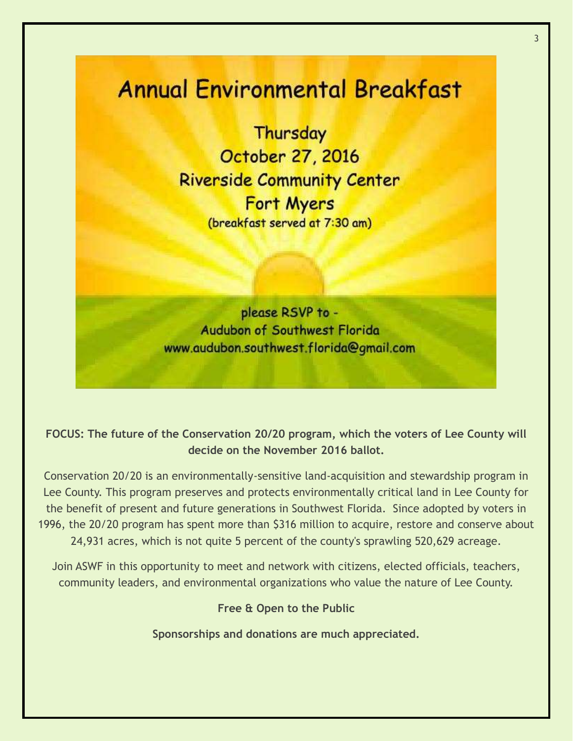# Annual Environmental Breakfast

Thursday
October 27, 2016
Riverside Community Center
Fort Myers
(breakfast served at 7:30 am)

please RSVP to -
Audubon of Southwest Florida
www.audubon.southwest.florida@gmail.com

**FOCUS: The future of the Conservation 20/20 program, which the voters of Lee County will decide on the November 2016 ballot.**

Conservation 20/20 is an environmentally-sensitive land-acquisition and stewardship program in Lee County. This program preserves and protects environmentally critical land in Lee County for the benefit of present and future generations in Southwest Florida. Since adopted by voters in 1996, the 20/20 program has spent more than $316 million to acquire, restore and conserve about 24,931 acres, which is not quite 5 percent of the county's sprawling 520,629 acreage.

Join ASWF in this opportunity to meet and network with citizens, elected officials, teachers, community leaders, and environmental organizations who value the nature of Lee County.

**Free & Open to the Public**

**Sponsorships and donations are much appreciated.**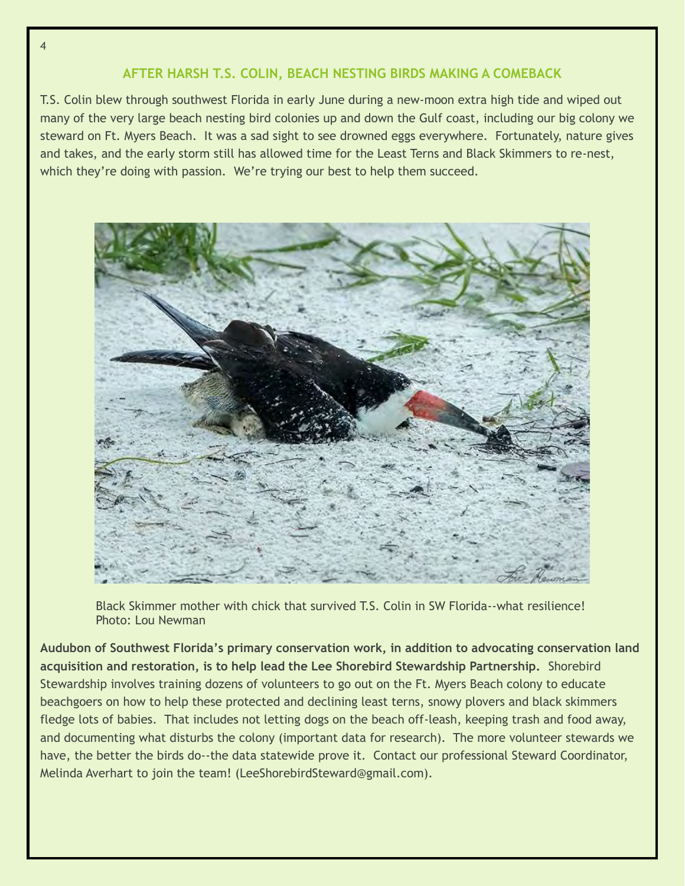## AFTER HARSH T.S. COLIN, BEACH NESTING BIRDS MAKING A COMEBACK

T.S. Colin blew through southwest Florida in early June during a new-moon extra high tide and wiped out many of the very large beach nesting bird colonies up and down the Gulf coast, including our big colony we steward on Ft. Myers Beach. It was a sad sight to see drowned eggs everywhere. Fortunately, nature gives and takes, and the early storm still has allowed time for the Least Terns and Black Skimmers to re-nest, which they're doing with passion. We're trying our best to help them succeed.

Black Skimmer mother with chick that survived T.S. Colin in SW Florida--what resilience!
Photo: Lou Newman

**Audubon of Southwest Florida's primary conservation work, in addition to advocating conservation land acquisition and restoration, is to help lead the Lee Shorebird Stewardship Partnership.** Shorebird Stewardship involves training dozens of volunteers to go out on the Ft. Myers Beach colony to educate beachgoers on how to help these protected and declining least terns, snowy plovers and black skimmers fledge lots of babies. That includes not letting dogs on the beach off-leash, keeping trash and food away, and documenting what disturbs the colony (important data for research). The more volunteer stewards we have, the better the birds do--the data statewide prove it. Contact our professional Steward Coordinator, Melinda Averhart to join the team! (LeeShorebirdSteward@gmail.com).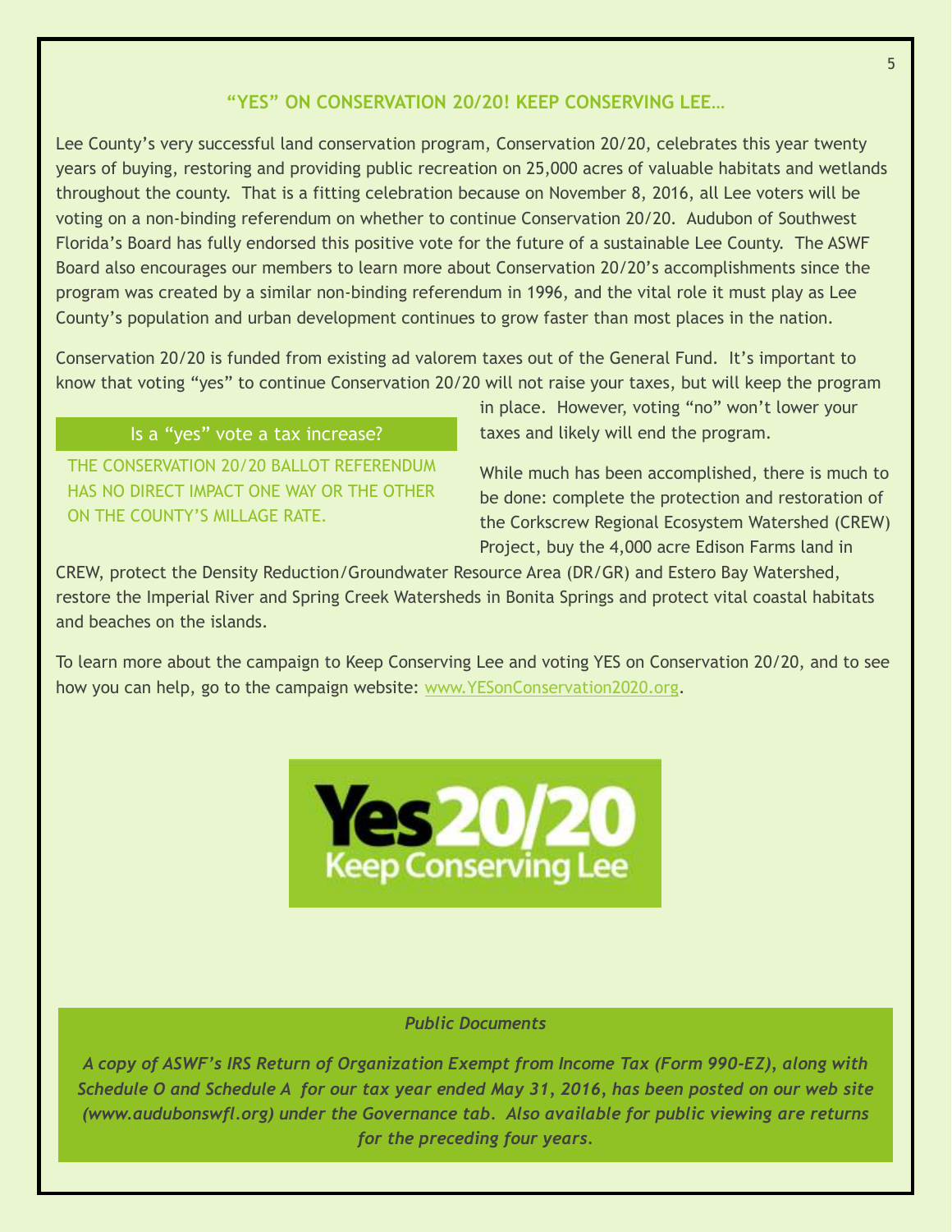## "YES" ON CONSERVATION 20/20! KEEP CONSERVING LEE…

Lee County's very successful land conservation program, Conservation 20/20, celebrates this year twenty years of buying, restoring and providing public recreation on 25,000 acres of valuable habitats and wetlands throughout the county. That is a fitting celebration because on November 8, 2016, all Lee voters will be voting on a non-binding referendum on whether to continue Conservation 20/20. Audubon of Southwest Florida's Board has fully endorsed this positive vote for the future of a sustainable Lee County. The ASWF Board also encourages our members to learn more about Conservation 20/20's accomplishments since the program was created by a similar non-binding referendum in 1996, and the vital role it must play as Lee County's population and urban development continues to grow faster than most places in the nation.

Conservation 20/20 is funded from existing ad valorem taxes out of the General Fund. It's important to know that voting "yes" to continue Conservation 20/20 will not raise your taxes, but will keep the program in place. However, voting "no" won't lower your taxes and likely will end the program.

> **Is a "yes" vote a tax increase?**
>
> THE CONSERVATION 20/20 BALLOT REFERENDUM HAS NO DIRECT IMPACT ONE WAY OR THE OTHER ON THE COUNTY'S MILLAGE RATE.

While much has been accomplished, there is much to be done: complete the protection and restoration of the Corkscrew Regional Ecosystem Watershed (CREW) Project, buy the 4,000 acre Edison Farms land in CREW, protect the Density Reduction/Groundwater Resource Area (DR/GR) and Estero Bay Watershed, restore the Imperial River and Spring Creek Watersheds in Bonita Springs and protect vital coastal habitats and beaches on the islands.

To learn more about the campaign to Keep Conserving Lee and voting YES on Conservation 20/20, and to see how you can help, go to the campaign website: www.YESonConservation2020.org.

**Yes 20/20**
**Keep Conserving Lee**

***Public Documents***

***A copy of ASWF's IRS Return of Organization Exempt from Income Tax (Form 990-EZ), along with Schedule O and Schedule A for our tax year ended May 31, 2016, has been posted on our web site (www.audubonswfl.org) under the Governance tab. Also available for public viewing are returns for the preceding four years.***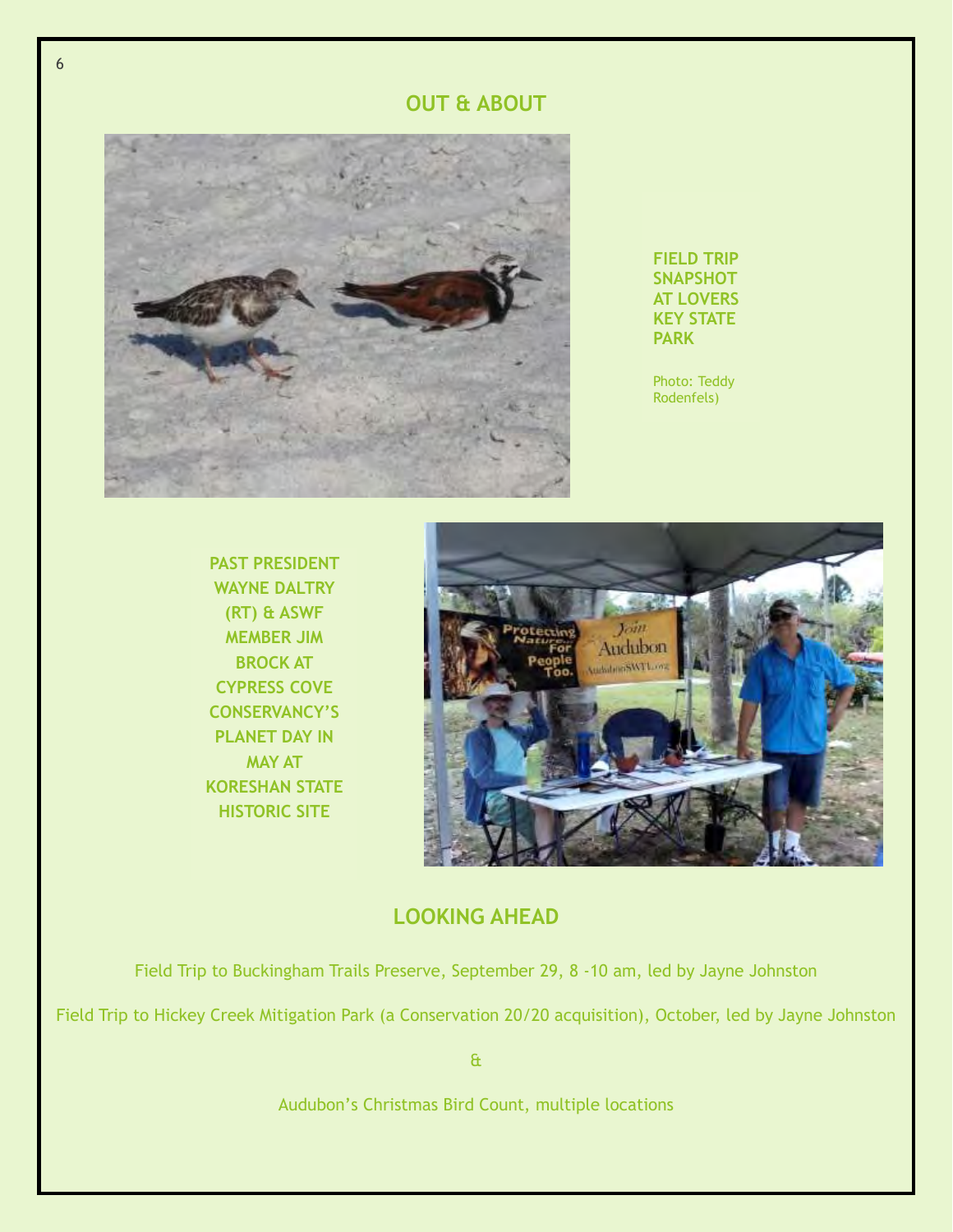## OUT & ABOUT

**FIELD TRIP SNAPSHOT AT LOVERS KEY STATE PARK**

Photo: Teddy Rodenfels)

**PAST PRESIDENT WAYNE DALTRY (RT) & ASWF MEMBER JIM BROCK AT CYPRESS COVE CONSERVANCY'S PLANET DAY IN MAY AT KORESHAN STATE HISTORIC SITE**

## LOOKING AHEAD

Field Trip to Buckingham Trails Preserve, September 29, 8 -10 am, led by Jayne Johnston

Field Trip to Hickey Creek Mitigation Park (a Conservation 20/20 acquisition), October, led by Jayne Johnston

&

Audubon's Christmas Bird Count, multiple locations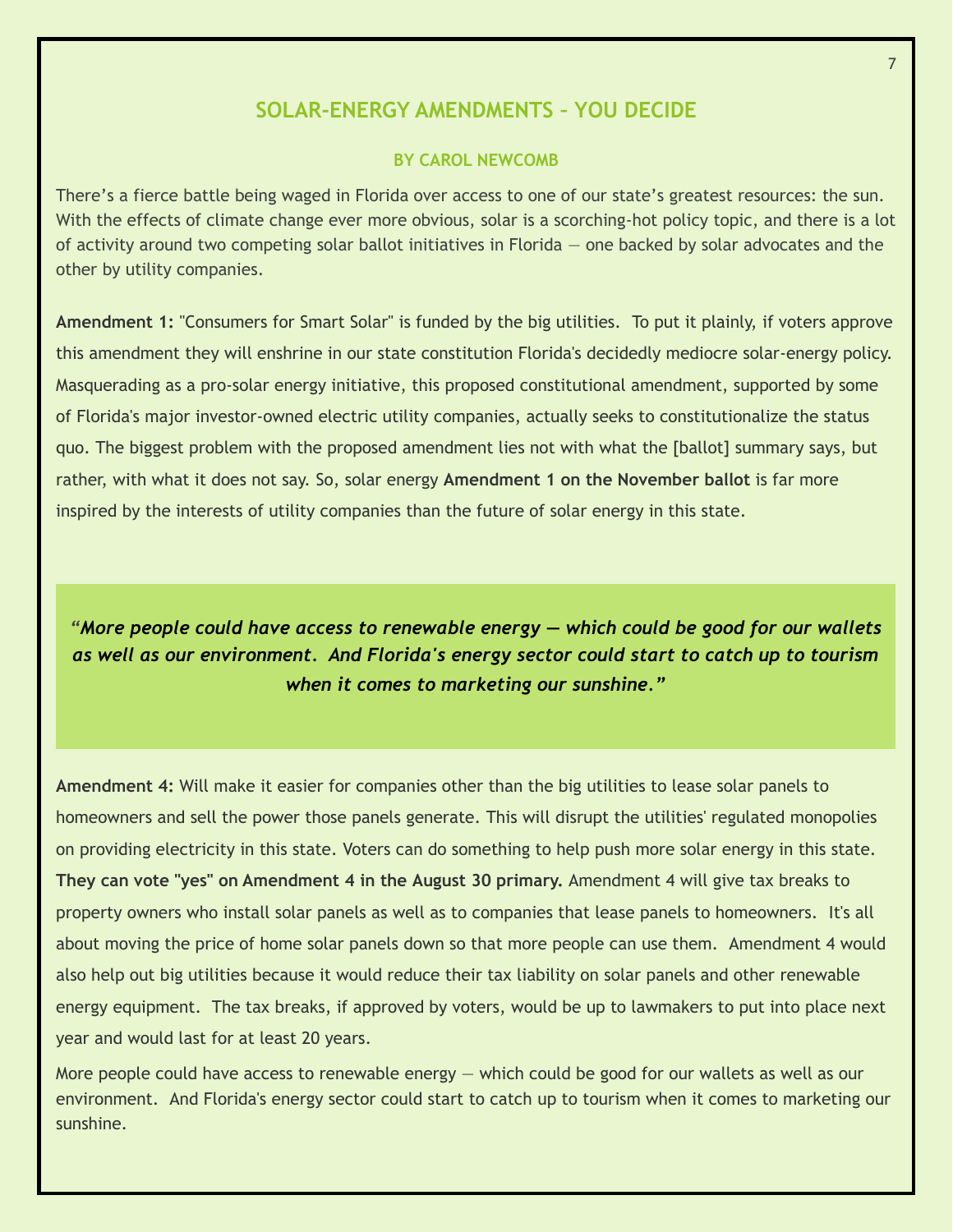## SOLAR-ENERGY AMENDMENTS – YOU DECIDE

### BY CAROL NEWCOMB

There's a fierce battle being waged in Florida over access to one of our state's greatest resources: the sun. With the effects of climate change ever more obvious, solar is a scorching-hot policy topic, and there is a lot of activity around two competing solar ballot initiatives in Florida — one backed by solar advocates and the other by utility companies.

**Amendment 1:** "Consumers for Smart Solar" is funded by the big utilities. To put it plainly, if voters approve this amendment they will enshrine in our state constitution Florida's decidedly mediocre solar-energy policy. Masquerading as a pro-solar energy initiative, this proposed constitutional amendment, supported by some of Florida's major investor-owned electric utility companies, actually seeks to constitutionalize the status quo. The biggest problem with the proposed amendment lies not with what the [ballot] summary says, but rather, with what it does not say. So, solar energy **Amendment 1 on the November ballot** is far more inspired by the interests of utility companies than the future of solar energy in this state.

> ***"More people could have access to renewable energy — which could be good for our wallets as well as our environment. And Florida's energy sector could start to catch up to tourism when it comes to marketing our sunshine."***

**Amendment 4:** Will make it easier for companies other than the big utilities to lease solar panels to homeowners and sell the power those panels generate. This will disrupt the utilities' regulated monopolies on providing electricity in this state. Voters can do something to help push more solar energy in this state. **They can vote "yes" on Amendment 4 in the August 30 primary.** Amendment 4 will give tax breaks to property owners who install solar panels as well as to companies that lease panels to homeowners. It's all about moving the price of home solar panels down so that more people can use them. Amendment 4 would also help out big utilities because it would reduce their tax liability on solar panels and other renewable energy equipment. The tax breaks, if approved by voters, would be up to lawmakers to put into place next year and would last for at least 20 years.

More people could have access to renewable energy — which could be good for our wallets as well as our environment. And Florida's energy sector could start to catch up to tourism when it comes to marketing our sunshine.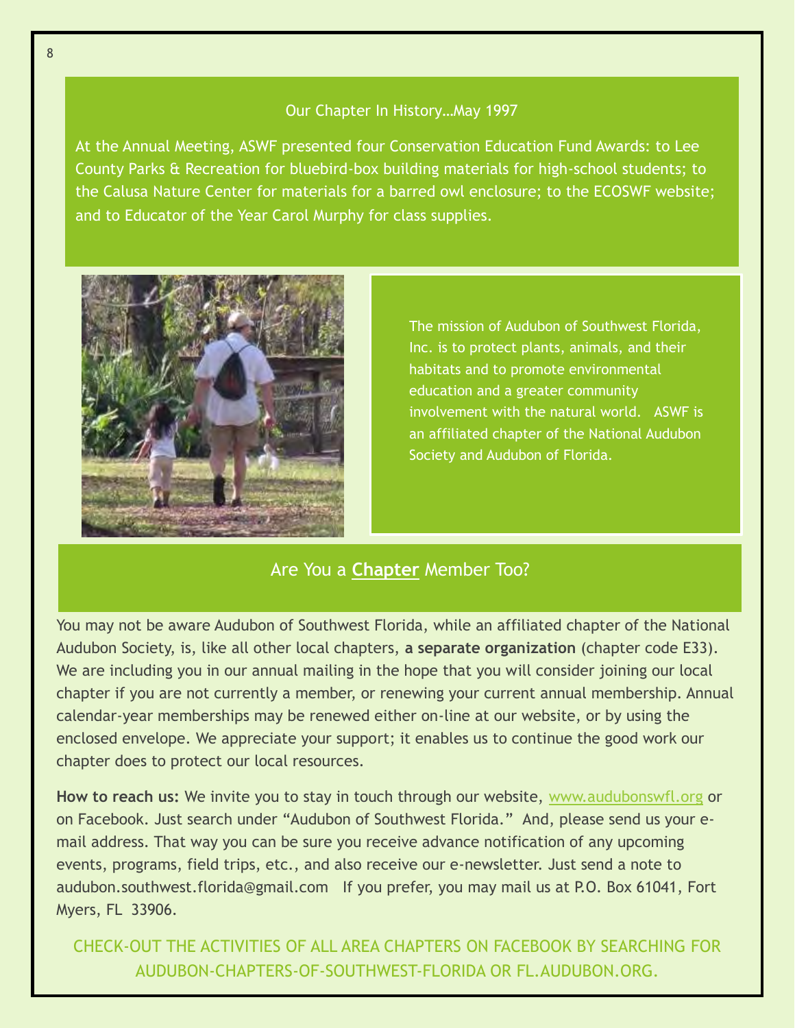## Our Chapter In History…May 1997

At the Annual Meeting, ASWF presented four Conservation Education Fund Awards: to Lee County Parks & Recreation for bluebird-box building materials for high-school students; to the Calusa Nature Center for materials for a barred owl enclosure; to the ECOSWF website; and to Educator of the Year Carol Murphy for class supplies.

The mission of Audubon of Southwest Florida, Inc. is to protect plants, animals, and their habitats and to promote environmental education and a greater community involvement with the natural world. ASWF is an affiliated chapter of the National Audubon Society and Audubon of Florida.

## Are You a **Chapter** Member Too?

You may not be aware Audubon of Southwest Florida, while an affiliated chapter of the National Audubon Society, is, like all other local chapters, **a separate organization** (chapter code E33). We are including you in our annual mailing in the hope that you will consider joining our local chapter if you are not currently a member, or renewing your current annual membership. Annual calendar-year memberships may be renewed either on-line at our website, or by using the enclosed envelope. We appreciate your support; it enables us to continue the good work our chapter does to protect our local resources.

**How to reach us:** We invite you to stay in touch through our website, www.audubonswfl.org or on Facebook. Just search under "Audubon of Southwest Florida." And, please send us your e-mail address. That way you can be sure you receive advance notification of any upcoming events, programs, field trips, etc., and also receive our e-newsletter. Just send a note to audubon.southwest.florida@gmail.com If you prefer, you may mail us at P.O. Box 61041, Fort Myers, FL 33906.

CHECK-OUT THE ACTIVITIES OF ALL AREA CHAPTERS ON FACEBOOK BY SEARCHING FOR AUDUBON-CHAPTERS-OF-SOUTHWEST-FLORIDA OR FL.AUDUBON.ORG.